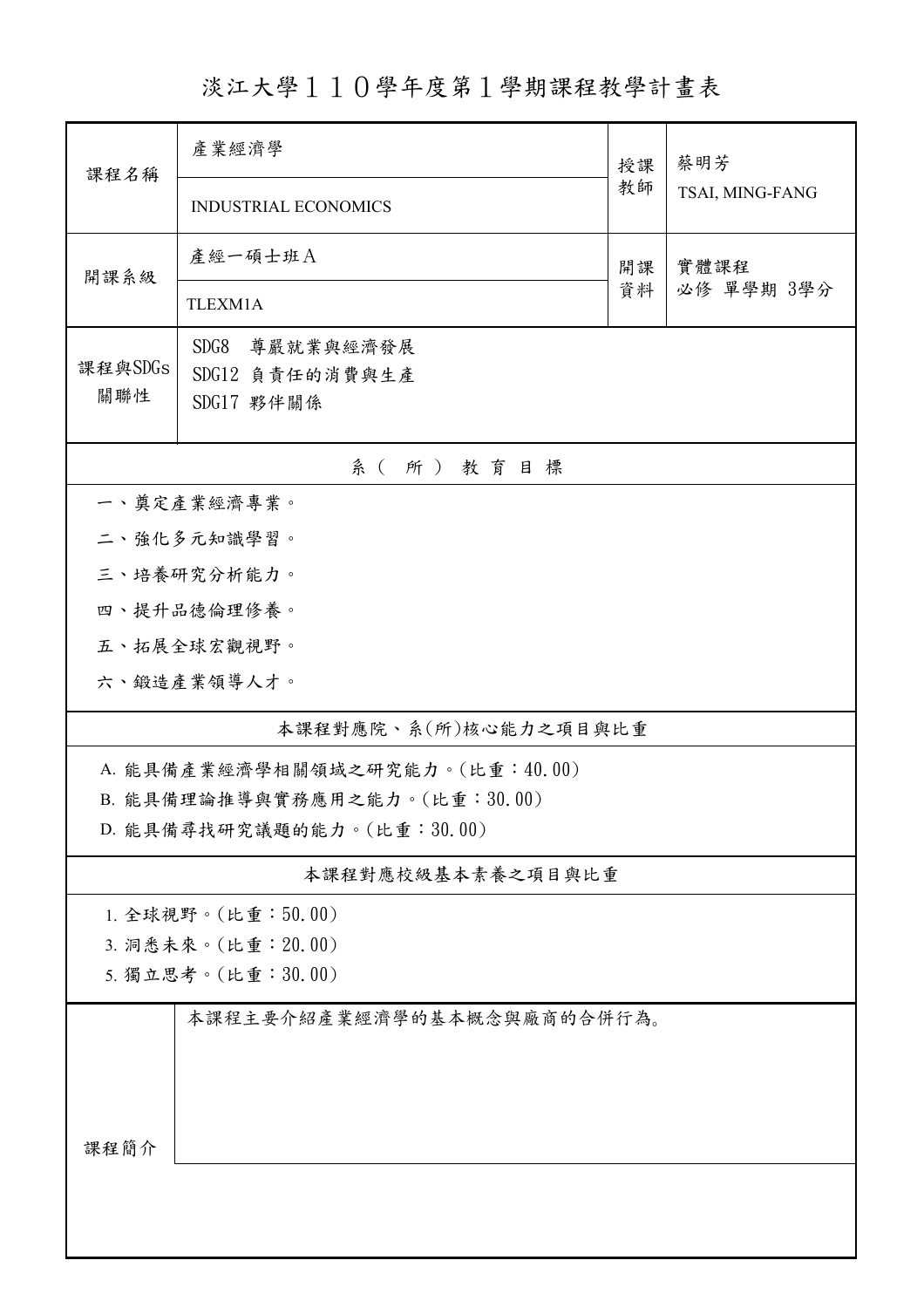# 淡江大學１１０學年度第１學期課程教學計畫表

| 課程名稱 | 產業經濟學 | 授課教師 | 蔡明芳 |
|---|---|---|---|
| | INDUSTRIAL ECONOMICS | | TSAI, MING-FANG |
| 開課系級 | 產經一碩士班Ａ | 開課資料 | 實體課程<br>必修 單學期 3學分 |
| | TLEXM1A | | |
| 課程與SDGs關聯性 | SDG8 尊嚴就業與經濟發展<br>SDG12 負責任的消費與生產<br>SDG17 夥伴關係 | | |

## 系（所）教育目標

一、奠定產業經濟專業。

二、強化多元知識學習。

三、培養研究分析能力。

四、提升品德倫理修養。

五、拓展全球宏觀視野。

六、鍛造產業領導人才。

## 本課程對應院、系(所)核心能力之項目與比重

A. 能具備產業經濟學相關領域之研究能力。(比重：40.00)

B. 能具備理論推導與實務應用之能力。(比重：30.00)

D. 能具備尋找研究議題的能力。(比重：30.00)

## 本課程對應校級基本素養之項目與比重

1. 全球視野。(比重：50.00)

3. 洞悉未來。(比重：20.00)

5. 獨立思考。(比重：30.00)

| 課程簡介 | 本課程主要介紹產業經濟學的基本概念與廠商的合併行為。 |
|---|---|
| | |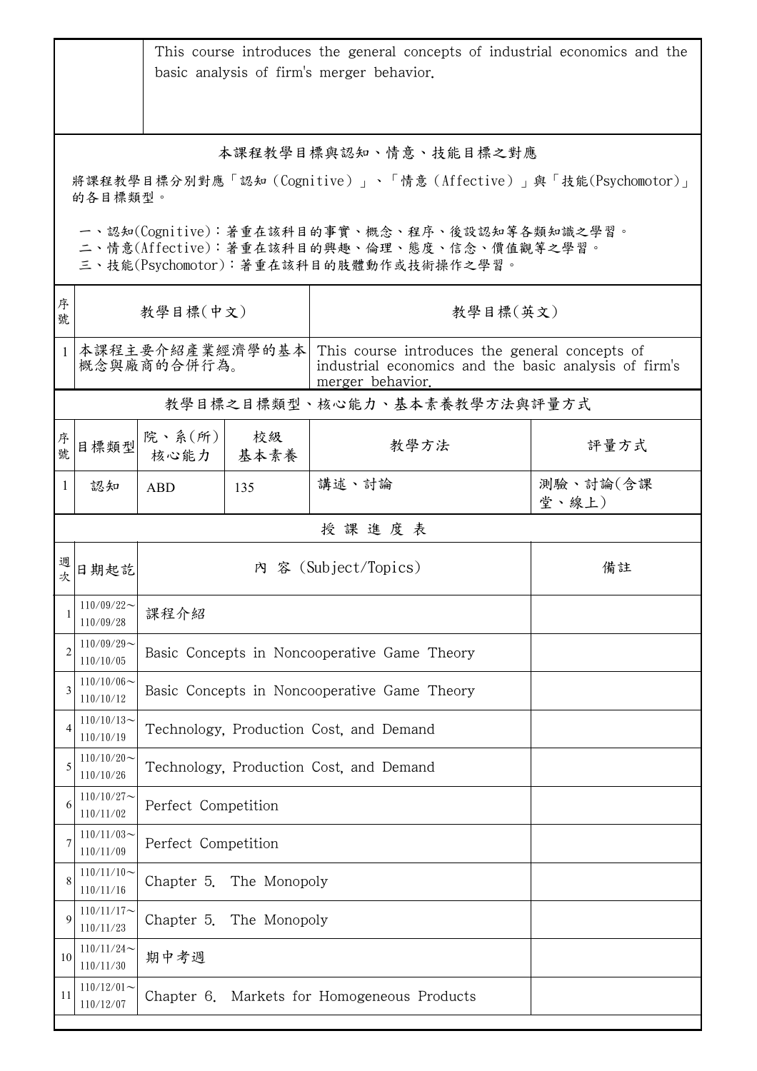| | This course introduces the general concepts of industrial economics and the basic analysis of firm's merger behavior. |
|---|---|

## 本課程教學目標與認知、情意、技能目標之對應

將課程教學目標分別對應「認知（Cognitive）」、「情意（Affective）」與「技能(Psychomotor)」的各目標類型。

一、認知(Cognitive)：著重在該科目的事實、概念、程序、後設認知等各類知識之學習。
二、情意(Affective)：著重在該科目的興趣、倫理、態度、信念、價值觀等之學習。
三、技能(Psychomotor)：著重在該科目的肢體動作或技術操作之學習。

| 序號 | 教學目標(中文) | 教學目標(英文) |
|---|---|---|
| 1 | 本課程主要介紹產業經濟學的基本概念與廠商的合併行為。 | This course introduces the general concepts of industrial economics and the basic analysis of firm's merger behavior. |

## 教學目標之目標類型、核心能力、基本素養教學方法與評量方式

| 序號 | 目標類型 | 院、系(所)核心能力 | 校級基本素養 | 教學方法 | 評量方式 |
|---|---|---|---|---|---|
| 1 | 認知 | ABD | 135 | 講述、討論 | 測驗、討論(含課堂、線上) |

## 授課進度表

| 週次 | 日期起訖 | 內 容 (Subject/Topics) | 備註 |
|---|---|---|---|
| 1 | 110/09/22～110/09/28 | 課程介紹 | |
| 2 | 110/09/29～110/10/05 | Basic Concepts in Noncooperative Game Theory | |
| 3 | 110/10/06～110/10/12 | Basic Concepts in Noncooperative Game Theory | |
| 4 | 110/10/13～110/10/19 | Technology, Production Cost, and Demand | |
| 5 | 110/10/20～110/10/26 | Technology, Production Cost, and Demand | |
| 6 | 110/10/27～110/11/02 | Perfect Competition | |
| 7 | 110/11/03～110/11/09 | Perfect Competition | |
| 8 | 110/11/10～110/11/16 | Chapter 5. The Monopoly | |
| 9 | 110/11/17～110/11/23 | Chapter 5. The Monopoly | |
| 10 | 110/11/24～110/11/30 | 期中考週 | |
| 11 | 110/12/01～110/12/07 | Chapter 6. Markets for Homogeneous Products | |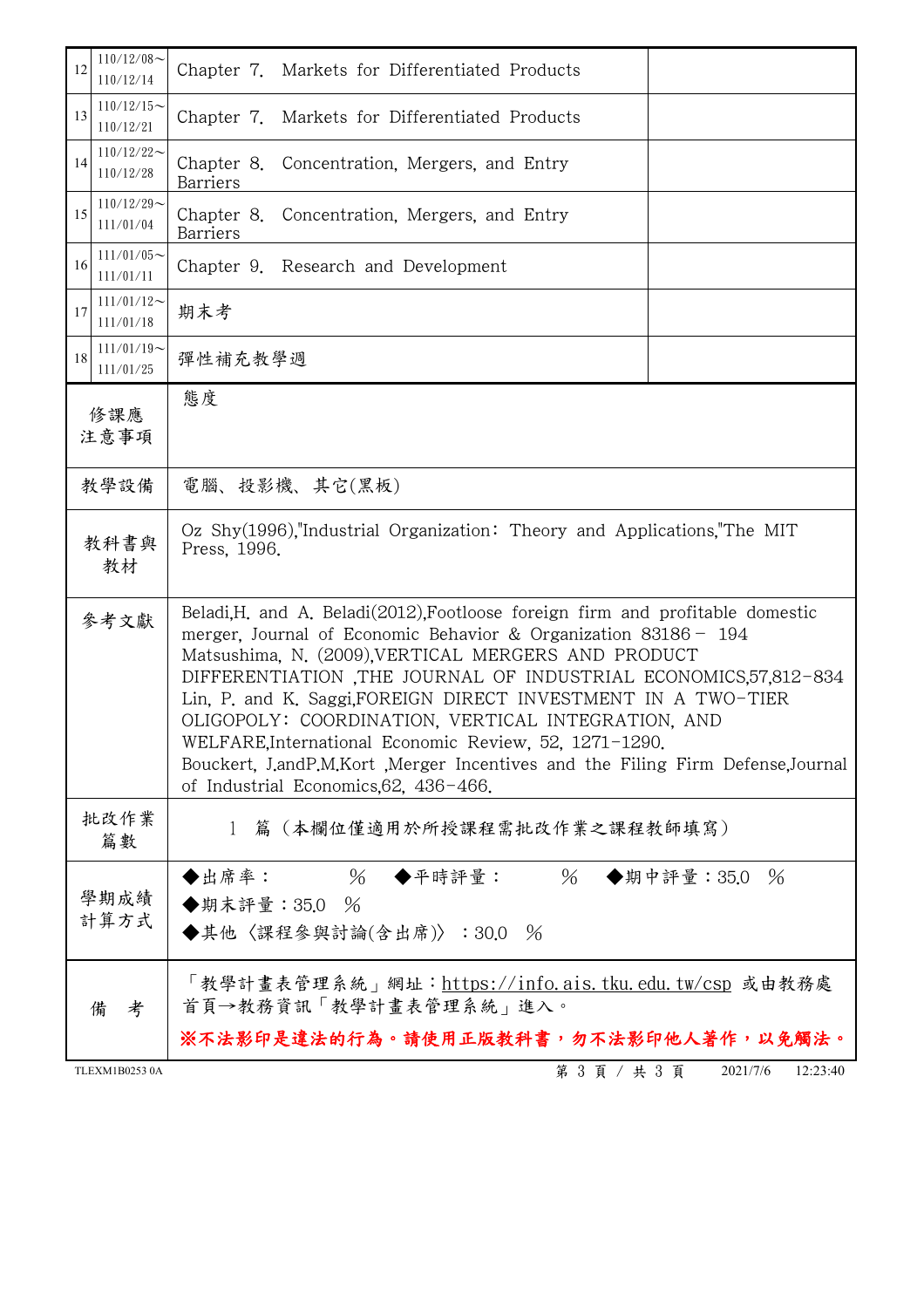| | | | |
|---|---|---|---|
| 12 | 110/12/08～110/12/14 | Chapter 7. Markets for Differentiated Products | |
| 13 | 110/12/15～110/12/21 | Chapter 7. Markets for Differentiated Products | |
| 14 | 110/12/22～110/12/28 | Chapter 8. Concentration, Mergers, and Entry Barriers | |
| 15 | 110/12/29～111/01/04 | Chapter 8. Concentration, Mergers, and Entry Barriers | |
| 16 | 111/01/05～111/01/11 | Chapter 9. Research and Development | |
| 17 | 111/01/12～111/01/18 | 期末考 | |
| 18 | 111/01/19～111/01/25 | 彈性補充教學週 | |

| | |
|---|---|
| 修課應注意事項 | 態度 |
| 教學設備 | 電腦、投影機、其它(黑板) |
| 教科書與教材 | Oz Shy(1996),"Industrial Organization: Theory and Applications,"The MIT Press, 1996. |
| 參考文獻 | Beladi,H. and A. Beladi(2012),Footloose foreign firm and profitable domestic merger, Journal of Economic Behavior & Organization 83186－ 194<br>Matsushima, N. (2009),VERTICAL MERGERS AND PRODUCT DIFFERENTIATION ,THE JOURNAL OF INDUSTRIAL ECONOMICS,57,812-834<br>Lin, P. and K. Saggi,FOREIGN DIRECT INVESTMENT IN A TWO-TIER OLIGOPOLY: COORDINATION, VERTICAL INTEGRATION, AND WELFARE,International Economic Review, 52, 1271-1290.<br>Bouckert, J.andP.M.Kort ,Merger Incentives and the Filing Firm Defense,Journal of Industrial Economics,62, 436-466. |
| 批改作業篇數 | 1 篇（本欄位僅適用於所授課程需批改作業之課程教師填寫） |
| 學期成績計算方式 | ◆出席率： ％ ◆平時評量： ％ ◆期中評量：35.0 ％<br>◆期末評量：35.0 ％<br>◆其他〈課程參與討論(含出席)〉：30.0 ％ |
| 備考 | 「教學計畫表管理系統」網址：https://info.ais.tku.edu.tw/csp 或由教務處首頁→教務資訊「教學計畫表管理系統」進入。<br>**※不法影印是違法的行為。請使用正版教科書，勿不法影印他人著作，以免觸法。** |

TLEXM1B0253 0A

2021/7/6 12:23:40